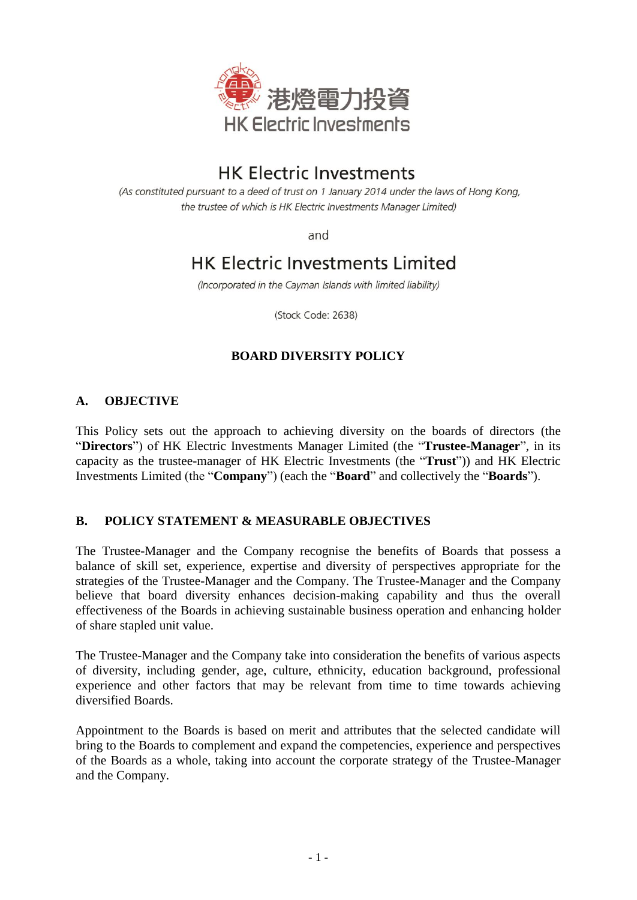港燈電力投資
HK Electric Investments

# HK Electric Investments

*(As constituted pursuant to a deed of trust on 1 January 2014 under the laws of Hong Kong, the trustee of which is HK Electric Investments Manager Limited)*

and

# HK Electric Investments Limited

*(Incorporated in the Cayman Islands with limited liability)*

(Stock Code: 2638)

## BOARD DIVERSITY POLICY

### A. OBJECTIVE

This Policy sets out the approach to achieving diversity on the boards of directors (the "**Directors**") of HK Electric Investments Manager Limited (the "**Trustee-Manager**", in its capacity as the trustee-manager of HK Electric Investments (the "**Trust**")) and HK Electric Investments Limited (the "**Company**") (each the "**Board**" and collectively the "**Boards**").

### B. POLICY STATEMENT & MEASURABLE OBJECTIVES

The Trustee-Manager and the Company recognise the benefits of Boards that possess a balance of skill set, experience, expertise and diversity of perspectives appropriate for the strategies of the Trustee-Manager and the Company. The Trustee-Manager and the Company believe that board diversity enhances decision-making capability and thus the overall effectiveness of the Boards in achieving sustainable business operation and enhancing holder of share stapled unit value.

The Trustee-Manager and the Company take into consideration the benefits of various aspects of diversity, including gender, age, culture, ethnicity, education background, professional experience and other factors that may be relevant from time to time towards achieving diversified Boards.

Appointment to the Boards is based on merit and attributes that the selected candidate will bring to the Boards to complement and expand the competencies, experience and perspectives of the Boards as a whole, taking into account the corporate strategy of the Trustee-Manager and the Company.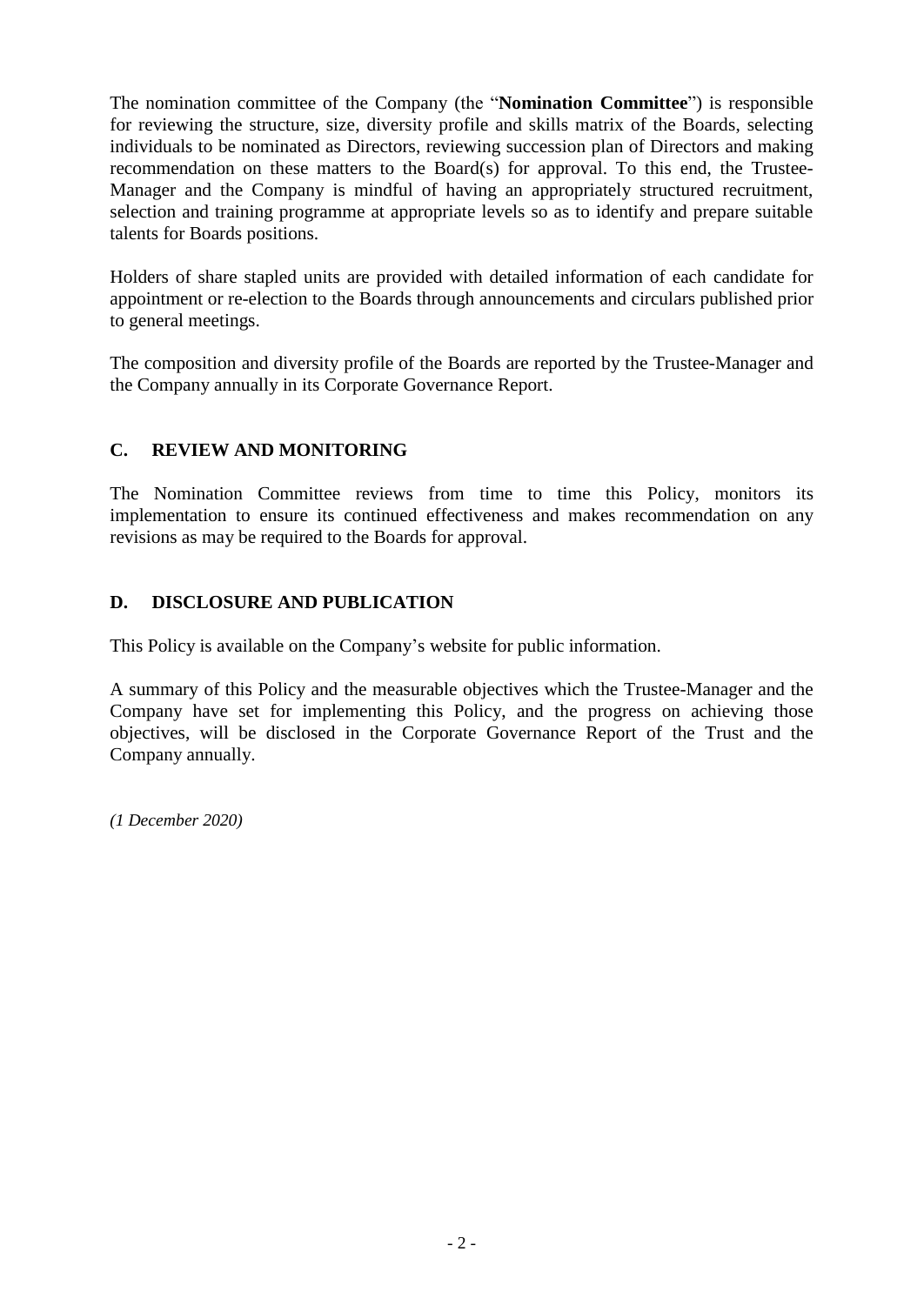The nomination committee of the Company (the "**Nomination Committee**") is responsible for reviewing the structure, size, diversity profile and skills matrix of the Boards, selecting individuals to be nominated as Directors, reviewing succession plan of Directors and making recommendation on these matters to the Board(s) for approval. To this end, the Trustee-Manager and the Company is mindful of having an appropriately structured recruitment, selection and training programme at appropriate levels so as to identify and prepare suitable talents for Boards positions.

Holders of share stapled units are provided with detailed information of each candidate for appointment or re-election to the Boards through announcements and circulars published prior to general meetings.

The composition and diversity profile of the Boards are reported by the Trustee-Manager and the Company annually in its Corporate Governance Report.

## C. REVIEW AND MONITORING

The Nomination Committee reviews from time to time this Policy, monitors its implementation to ensure its continued effectiveness and makes recommendation on any revisions as may be required to the Boards for approval.

## D. DISCLOSURE AND PUBLICATION

This Policy is available on the Company's website for public information.

A summary of this Policy and the measurable objectives which the Trustee-Manager and the Company have set for implementing this Policy, and the progress on achieving those objectives, will be disclosed in the Corporate Governance Report of the Trust and the Company annually.

*(1 December 2020)*